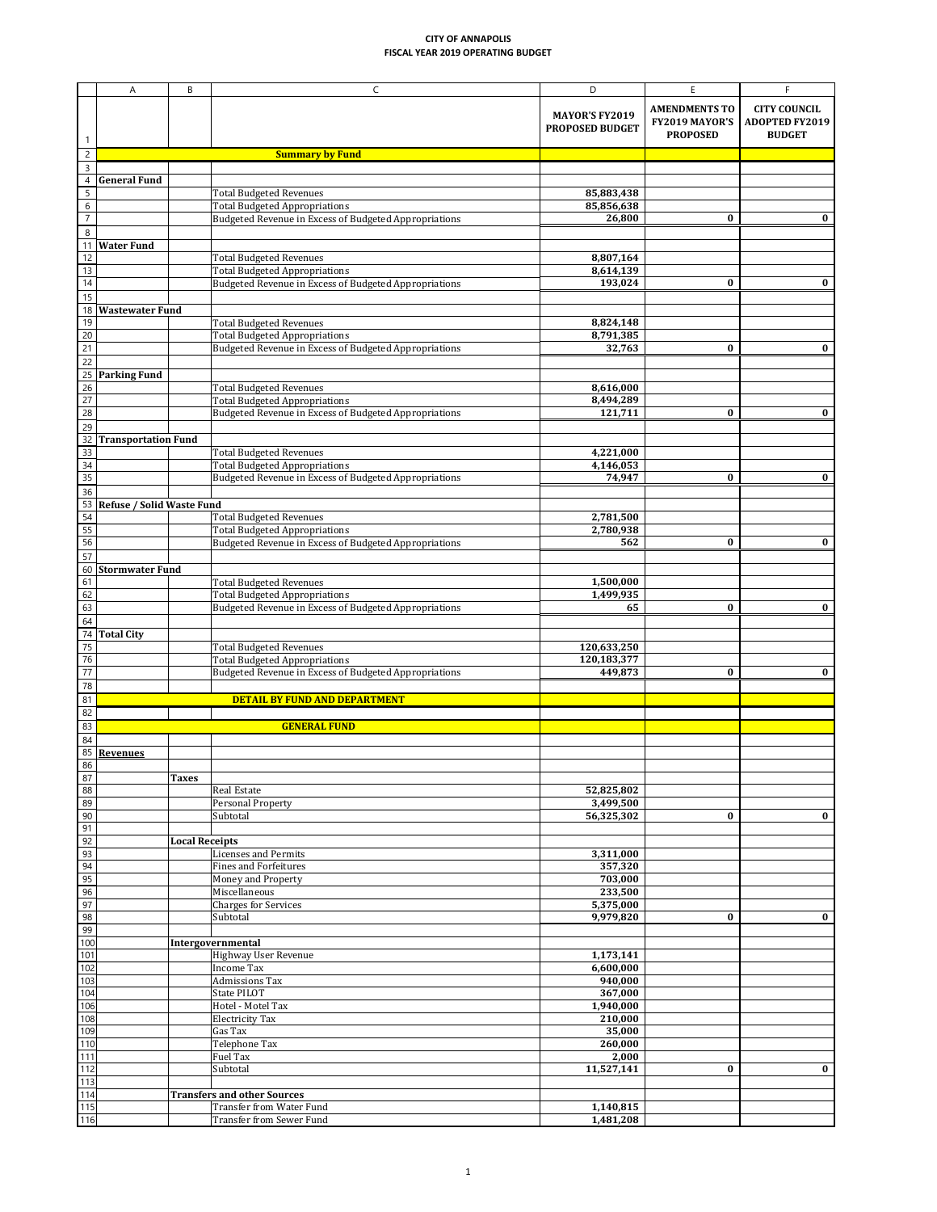**CITY OF ANNAPOLIS**
**FISCAL YEAR 2019 OPERATING BUDGET**

| | A | B | C | D | E | F |
|---|---|---|---|---|---|---|
| 1 | | | | **MAYOR'S FY2019 PROPOSED BUDGET** | **AMENDMENTS TO FY2019 MAYOR'S PROPOSED** | **CITY COUNCIL ADOPTED FY2019 BUDGET** |
| 2 | | | **Summary by Fund** | | | |
| 3 | | | | | | |
| 4 | **General Fund** | | | | | |
| 5 | | | Total Budgeted Revenues | 85,883,438 | | |
| 6 | | | Total Budgeted Appropriations | 85,856,638 | | |
| 7 | | | Budgeted Revenue in Excess of Budgeted Appropriations | 26,800 | 0 | 0 |
| 8 | | | | | | |
| 11 | **Water Fund** | | | | | |
| 12 | | | Total Budgeted Revenues | 8,807,164 | | |
| 13 | | | Total Budgeted Appropriations | 8,614,139 | | |
| 14 | | | Budgeted Revenue in Excess of Budgeted Appropriations | 193,024 | 0 | 0 |
| 15 | | | | | | |
| 18 | **Wastewater Fund** | | | | | |
| 19 | | | Total Budgeted Revenues | 8,824,148 | | |
| 20 | | | Total Budgeted Appropriations | 8,791,385 | | |
| 21 | | | Budgeted Revenue in Excess of Budgeted Appropriations | 32,763 | 0 | 0 |
| 22 | | | | | | |
| 25 | **Parking Fund** | | | | | |
| 26 | | | Total Budgeted Revenues | 8,616,000 | | |
| 27 | | | Total Budgeted Appropriations | 8,494,289 | | |
| 28 | | | Budgeted Revenue in Excess of Budgeted Appropriations | 121,711 | 0 | 0 |
| 29 | | | | | | |
| 32 | **Transportation Fund** | | | | | |
| 33 | | | Total Budgeted Revenues | 4,221,000 | | |
| 34 | | | Total Budgeted Appropriations | 4,146,053 | | |
| 35 | | | Budgeted Revenue in Excess of Budgeted Appropriations | 74,947 | 0 | 0 |
| 36 | | | | | | |
| 53 | **Refuse / Solid Waste Fund** | | | | | |
| 54 | | | Total Budgeted Revenues | 2,781,500 | | |
| 55 | | | Total Budgeted Appropriations | 2,780,938 | | |
| 56 | | | Budgeted Revenue in Excess of Budgeted Appropriations | 562 | 0 | 0 |
| 57 | | | | | | |
| 60 | **Stormwater Fund** | | | | | |
| 61 | | | Total Budgeted Revenues | 1,500,000 | | |
| 62 | | | Total Budgeted Appropriations | 1,499,935 | | |
| 63 | | | Budgeted Revenue in Excess of Budgeted Appropriations | 65 | 0 | 0 |
| 64 | | | | | | |
| 74 | **Total City** | | | | | |
| 75 | | | Total Budgeted Revenues | 120,633,250 | | |
| 76 | | | Total Budgeted Appropriations | 120,183,377 | | |
| 77 | | | Budgeted Revenue in Excess of Budgeted Appropriations | 449,873 | 0 | 0 |
| 78 | | | | | | |
| 81 | | | **DETAIL BY FUND AND DEPARTMENT** | | | |
| 82 | | | | | | |
| 83 | | | **GENERAL FUND** | | | |
| 84 | | | | | | |
| 85 | **Revenues** | | | | | |
| 86 | | | | | | |
| 87 | | **Taxes** | | | | |
| 88 | | | Real Estate | 52,825,802 | | |
| 89 | | | Personal Property | 3,499,500 | | |
| 90 | | | Subtotal | 56,325,302 | 0 | 0 |
| 91 | | | | | | |
| 92 | | **Local Receipts** | | | | |
| 93 | | | Licenses and Permits | 3,311,000 | | |
| 94 | | | Fines and Forfeitures | 357,320 | | |
| 95 | | | Money and Property | 703,000 | | |
| 96 | | | Miscellaneous | 233,500 | | |
| 97 | | | Charges for Services | 5,375,000 | | |
| 98 | | | Subtotal | 9,979,820 | 0 | 0 |
| 99 | | | | | | |
| 100 | | **Intergovernmental** | | | | |
| 101 | | | Highway User Revenue | 1,173,141 | | |
| 102 | | | Income Tax | 6,600,000 | | |
| 103 | | | Admissions Tax | 940,000 | | |
| 104 | | | State PILOT | 367,000 | | |
| 106 | | | Hotel - Motel Tax | 1,940,000 | | |
| 108 | | | Electricity Tax | 210,000 | | |
| 109 | | | Gas Tax | 35,000 | | |
| 110 | | | Telephone Tax | 260,000 | | |
| 111 | | | Fuel Tax | 2,000 | | |
| 112 | | | Subtotal | 11,527,141 | 0 | 0 |
| 113 | | | | | | |
| 114 | | **Transfers and other Sources** | | | | |
| 115 | | | Transfer from Water Fund | 1,140,815 | | |
| 116 | | | Transfer from Sewer Fund | 1,481,208 | | |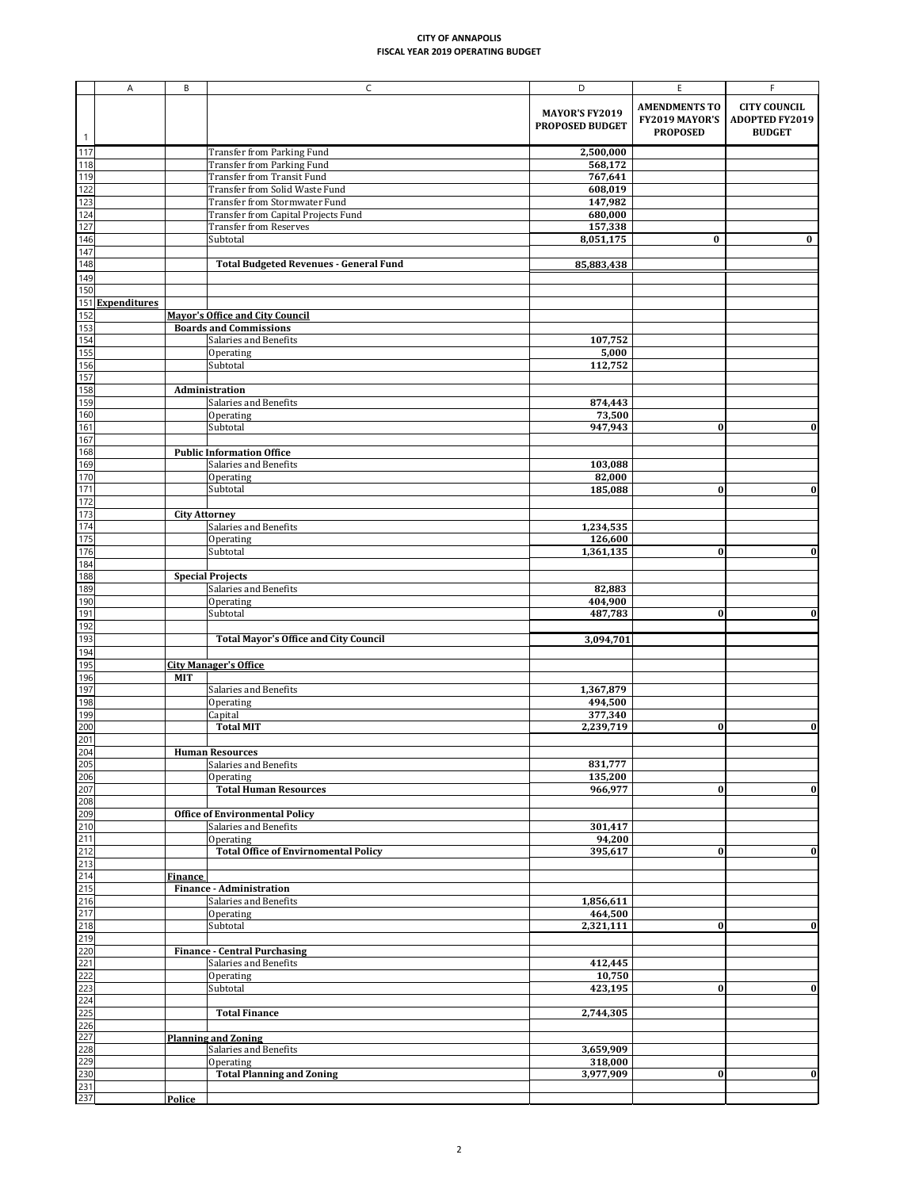**CITY OF ANNAPOLIS**
**FISCAL YEAR 2019 OPERATING BUDGET**

| | A | B | C | D | E | F |
|---|---|---|---|---|---|---|
| 1 | | | | **MAYOR'S FY2019 PROPOSED BUDGET** | **AMENDMENTS TO FY2019 MAYOR'S PROPOSED** | **CITY COUNCIL ADOPTED FY2019 BUDGET** |
| 117 | | | Transfer from Parking Fund | **2,500,000** | | |
| 118 | | | Transfer from Parking Fund | **568,172** | | |
| 119 | | | Transfer from Transit Fund | **767,641** | | |
| 122 | | | Transfer from Solid Waste Fund | **608,019** | | |
| 123 | | | Transfer from Stormwater Fund | **147,982** | | |
| 124 | | | Transfer from Capital Projects Fund | **680,000** | | |
| 127 | | | Transfer from Reserves | **157,338** | | |
| 146 | | | Subtotal | **8,051,175** | **0** | **0** |
| 147 | | | | | | |
| 148 | | | **Total Budgeted Revenues - General Fund** | **85,883,438** | | |
| 149 | | | | | | |
| 150 | | | | | | |
| 151 | **Expenditures** | | | | | |
| 152 | | **Mayor's Office and City Council** | | | | |
| 153 | | **Boards and Commissions** | | | | |
| 154 | | | Salaries and Benefits | **107,752** | | |
| 155 | | | Operating | **5,000** | | |
| 156 | | | Subtotal | **112,752** | | |
| 157 | | | | | | |
| 158 | | **Administration** | | | | |
| 159 | | | Salaries and Benefits | **874,443** | | |
| 160 | | | Operating | **73,500** | | |
| 161 | | | Subtotal | **947,943** | **0** | **0** |
| 167 | | | | | | |
| 168 | | **Public Information Office** | | | | |
| 169 | | | Salaries and Benefits | **103,088** | | |
| 170 | | | Operating | **82,000** | | |
| 171 | | | Subtotal | **185,088** | **0** | **0** |
| 172 | | | | | | |
| 173 | | **City Attorney** | | | | |
| 174 | | | Salaries and Benefits | **1,234,535** | | |
| 175 | | | Operating | **126,600** | | |
| 176 | | | Subtotal | **1,361,135** | **0** | **0** |
| 184 | | | | | | |
| 188 | | **Special Projects** | | | | |
| 189 | | | Salaries and Benefits | **82,883** | | |
| 190 | | | Operating | **404,900** | | |
| 191 | | | Subtotal | **487,783** | **0** | **0** |
| 192 | | | | | | |
| 193 | | | **Total Mayor's Office and City Council** | **3,094,701** | | |
| 194 | | | | | | |
| 195 | | **City Manager's Office** | | | | |
| 196 | | **MIT** | | | | |
| 197 | | | Salaries and Benefits | **1,367,879** | | |
| 198 | | | Operating | **494,500** | | |
| 199 | | | Capital | **377,340** | | |
| 200 | | | **Total MIT** | **2,239,719** | **0** | **0** |
| 201 | | | | | | |
| 204 | | **Human Resources** | | | | |
| 205 | | | Salaries and Benefits | **831,777** | | |
| 206 | | | Operating | **135,200** | | |
| 207 | | | **Total Human Resources** | **966,977** | **0** | **0** |
| 208 | | | | | | |
| 209 | | **Office of Environmental Policy** | | | | |
| 210 | | | Salaries and Benefits | **301,417** | | |
| 211 | | | Operating | **94,200** | | |
| 212 | | | **Total Office of Envirnomental Policy** | **395,617** | **0** | **0** |
| 213 | | | | | | |
| 214 | | **Finance** | | | | |
| 215 | | **Finance - Administration** | | | | |
| 216 | | | Salaries and Benefits | **1,856,611** | | |
| 217 | | | Operating | **464,500** | | |
| 218 | | | Subtotal | **2,321,111** | **0** | **0** |
| 219 | | | | | | |
| 220 | | **Finance - Central Purchasing** | | | | |
| 221 | | | Salaries and Benefits | **412,445** | | |
| 222 | | | Operating | **10,750** | | |
| 223 | | | Subtotal | **423,195** | **0** | **0** |
| 224 | | | | | | |
| 225 | | | **Total Finance** | **2,744,305** | | |
| 226 | | | | | | |
| 227 | | **Planning and Zoning** | | | | |
| 228 | | | Salaries and Benefits | **3,659,909** | | |
| 229 | | | Operating | **318,000** | | |
| 230 | | | **Total Planning and Zoning** | **3,977,909** | **0** | **0** |
| 231 | | | | | | |
| 237 | | **Police** | | | | |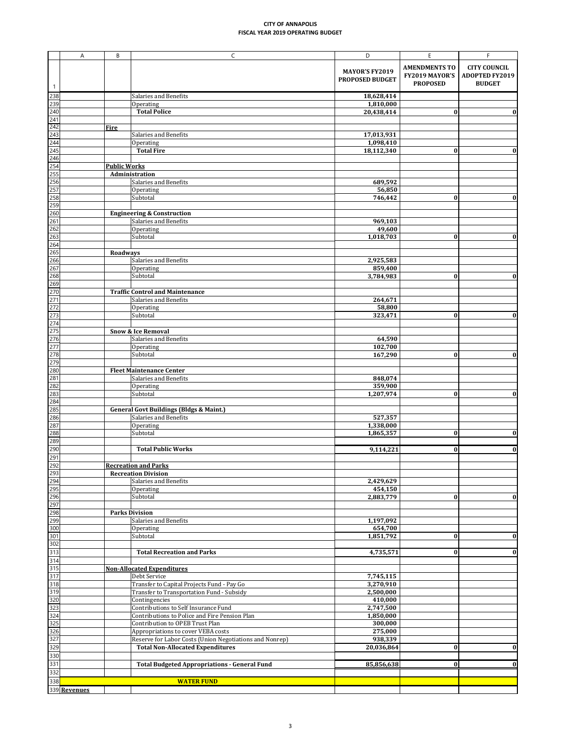**CITY OF ANNAPOLIS**
**FISCAL YEAR 2019 OPERATING BUDGET**

| | A | B | C | D | E | F |
|---|---|---|---|---|---|---|
| 1 | | | | **MAYOR'S FY2019 PROPOSED BUDGET** | **AMENDMENTS TO FY2019 MAYOR'S PROPOSED** | **CITY COUNCIL ADOPTED FY2019 BUDGET** |
| 238 | | | Salaries and Benefits | 18,628,414 | | |
| 239 | | | Operating | 1,810,000 | | |
| 240 | | | **Total Police** | 20,438,414 | 0 | 0 |
| 241 | | | | | | |
| 242 | | **Fire** | | | | |
| 243 | | | Salaries and Benefits | 17,013,931 | | |
| 244 | | | Operating | 1,098,410 | | |
| 245 | | | **Total Fire** | 18,112,340 | 0 | 0 |
| 246 | | | | | | |
| 254 | | **Public Works** | | | | |
| 255 | | **Administration** | | | | |
| 256 | | | Salaries and Benefits | 689,592 | | |
| 257 | | | Operating | 56,850 | | |
| 258 | | | Subtotal | 746,442 | 0 | 0 |
| 259 | | | | | | |
| 260 | | **Engineering & Construction** | | | | |
| 261 | | | Salaries and Benefits | 969,103 | | |
| 262 | | | Operating | 49,600 | | |
| 263 | | | Subtotal | 1,018,703 | 0 | 0 |
| 264 | | | | | | |
| 265 | | **Roadways** | | | | |
| 266 | | | Salaries and Benefits | 2,925,583 | | |
| 267 | | | Operating | 859,400 | | |
| 268 | | | Subtotal | 3,784,983 | 0 | 0 |
| 269 | | | | | | |
| 270 | | **Traffic Control and Maintenance** | | | | |
| 271 | | | Salaries and Benefits | 264,671 | | |
| 272 | | | Operating | 58,800 | | |
| 273 | | | Subtotal | 323,471 | 0 | 0 |
| 274 | | | | | | |
| 275 | | **Snow & Ice Removal** | | | | |
| 276 | | | Salaries and Benefits | 64,590 | | |
| 277 | | | Operating | 102,700 | | |
| 278 | | | Subtotal | 167,290 | 0 | 0 |
| 279 | | | | | | |
| 280 | | **Fleet Maintenance Center** | | | | |
| 281 | | | Salaries and Benefits | 848,074 | | |
| 282 | | | Operating | 359,900 | | |
| 283 | | | Subtotal | 1,207,974 | 0 | 0 |
| 284 | | | | | | |
| 285 | | **General Govt Buildings (Bldgs & Maint.)** | | | | |
| 286 | | | Salaries and Benefits | 527,357 | | |
| 287 | | | Operating | 1,338,000 | | |
| 288 | | | Subtotal | 1,865,357 | 0 | 0 |
| 289 | | | | | | |
| 290 | | | **Total Public Works** | 9,114,221 | 0 | 0 |
| 291 | | | | | | |
| 292 | | **Recreation and Parks** | | | | |
| 293 | | **Recreation Division** | | | | |
| 294 | | | Salaries and Benefits | 2,429,629 | | |
| 295 | | | Operating | 454,150 | | |
| 296 | | | Subtotal | 2,883,779 | 0 | 0 |
| 297 | | | | | | |
| 298 | | **Parks Division** | | | | |
| 299 | | | Salaries and Benefits | 1,197,092 | | |
| 300 | | | Operating | 654,700 | | |
| 301 | | | Subtotal | 1,851,792 | 0 | 0 |
| 302 | | | | | | |
| 313 | | | **Total Recreation and Parks** | 4,735,571 | 0 | 0 |
| 314 | | | | | | |
| 315 | | **Non-Allocated Expenditures** | | | | |
| 317 | | | Debt Service | 7,745,115 | | |
| 318 | | | Transfer to Capital Projects Fund - Pay Go | 3,270,910 | | |
| 319 | | | Transfer to Transportation Fund - Subsidy | 2,500,000 | | |
| 320 | | | Contingencies | 410,000 | | |
| 323 | | | Contributions to Self Insurance Fund | 2,747,500 | | |
| 324 | | | Contributions to Police and Fire Pension Plan | 1,850,000 | | |
| 325 | | | Contribution to OPEB Trust Plan | 300,000 | | |
| 326 | | | Appropriations to cover VEBA costs | 275,000 | | |
| 327 | | | Reserve for Labor Costs (Union Negotiations and Nonrep) | 938,339 | | |
| 329 | | | **Total Non-Allocated Expenditures** | 20,036,864 | 0 | 0 |
| 330 | | | | | | |
| 331 | | | **Total Budgeted Appropriations - General Fund** | 85,856,638 | 0 | 0 |
| 332 | | | | | | |
| 338 | | | **WATER FUND** | | | |
| 339 | **Revenues** | | | | | |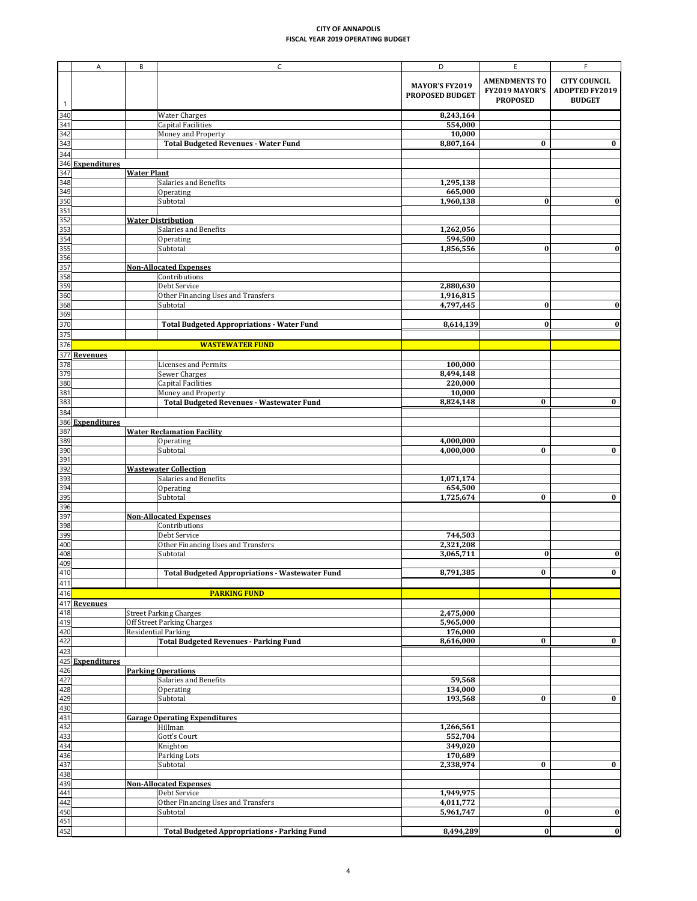**CITY OF ANNAPOLIS**
**FISCAL YEAR 2019 OPERATING BUDGET**

| | A | B | C | D | E | F |
|---|---|---|---|---|---|---|
| 1 | | | | **MAYOR'S FY2019 PROPOSED BUDGET** | **AMENDMENTS TO FY2019 MAYOR'S PROPOSED** | **CITY COUNCIL ADOPTED FY2019 BUDGET** |
| 340 | | | Water Charges | 8,243,164 | | |
| 341 | | | Capital Facilities | 554,000 | | |
| 342 | | | Money and Property | 10,000 | | |
| 343 | | | **Total Budgeted Revenues - Water Fund** | 8,807,164 | 0 | 0 |
| 344 | | | | | | |
| 346 | **Expenditures** | | | | | |
| 347 | | **Water Plant** | | | | |
| 348 | | | Salaries and Benefits | 1,295,138 | | |
| 349 | | | Operating | 665,000 | | |
| 350 | | | Subtotal | 1,960,138 | 0 | 0 |
| 351 | | | | | | |
| 352 | | **Water Distribution** | | | | |
| 353 | | | Salaries and Benefits | 1,262,056 | | |
| 354 | | | Operating | 594,500 | | |
| 355 | | | Subtotal | 1,856,556 | 0 | 0 |
| 356 | | | | | | |
| 357 | | **Non-Allocated Expenses** | | | | |
| 358 | | | Contributions | | | |
| 359 | | | Debt Service | 2,880,630 | | |
| 360 | | | Other Financing Uses and Transfers | 1,916,815 | | |
| 368 | | | Subtotal | 4,797,445 | 0 | 0 |
| 369 | | | | | | |
| 370 | | | **Total Budgeted Appropriations - Water Fund** | 8,614,139 | 0 | 0 |
| 375 | | | | | | |
| 376 | | | **WASTEWATER FUND** | | | |
| 377 | **Revenues** | | | | | |
| 378 | | | Licenses and Permits | 100,000 | | |
| 379 | | | Sewer Charges | 8,494,148 | | |
| 380 | | | Capital Facilities | 220,000 | | |
| 381 | | | Money and Property | 10,000 | | |
| 383 | | | **Total Budgeted Revenues - Wastewater Fund** | 8,824,148 | 0 | 0 |
| 384 | | | | | | |
| 386 | **Expenditures** | | | | | |
| 387 | | **Water Reclamation Facility** | | | | |
| 389 | | | Operating | 4,000,000 | | |
| 390 | | | Subtotal | 4,000,000 | 0 | 0 |
| 391 | | | | | | |
| 392 | | **Wastewater Collection** | | | | |
| 393 | | | Salaries and Benefits | 1,071,174 | | |
| 394 | | | Operating | 654,500 | | |
| 395 | | | Subtotal | 1,725,674 | 0 | 0 |
| 396 | | | | | | |
| 397 | | **Non-Allocated Expenses** | | | | |
| 398 | | | Contributions | | | |
| 399 | | | Debt Service | 744,503 | | |
| 400 | | | Other Financing Uses and Transfers | 2,321,208 | | |
| 408 | | | Subtotal | 3,065,711 | 0 | 0 |
| 409 | | | | | | |
| 410 | | | **Total Budgeted Appropriations - Wastewater Fund** | 8,791,385 | 0 | 0 |
| 411 | | | | | | |
| 416 | | | **PARKING FUND** | | | |
| 417 | **Revenues** | | | | | |
| 418 | | Street Parking Charges | | 2,475,000 | | |
| 419 | | Off Street Parking Charges | | 5,965,000 | | |
| 420 | | Residential Parking | | 176,000 | | |
| 422 | | | **Total Budgeted Revenues - Parking Fund** | 8,616,000 | 0 | 0 |
| 423 | | | | | | |
| 425 | **Expenditures** | | | | | |
| 426 | | **Parking Operations** | | | | |
| 427 | | | Salaries and Benefits | 59,568 | | |
| 428 | | | Operating | 134,000 | | |
| 429 | | | Subtotal | 193,568 | 0 | 0 |
| 430 | | | | | | |
| 431 | | **Garage Operating Expenditures** | | | | |
| 432 | | | Hillman | 1,266,561 | | |
| 433 | | | Gott's Court | 552,704 | | |
| 434 | | | Knighton | 349,020 | | |
| 436 | | | Parking Lots | 170,689 | | |
| 437 | | | Subtotal | 2,338,974 | 0 | 0 |
| 438 | | | | | | |
| 439 | | **Non-Allocated Expenses** | | | | |
| 441 | | | Debt Service | 1,949,975 | | |
| 442 | | | Other Financing Uses and Transfers | 4,011,772 | | |
| 450 | | | Subtotal | 5,961,747 | 0 | 0 |
| 451 | | | | | | |
| 452 | | | **Total Budgeted Appropriations - Parking Fund** | 8,494,289 | 0 | 0 |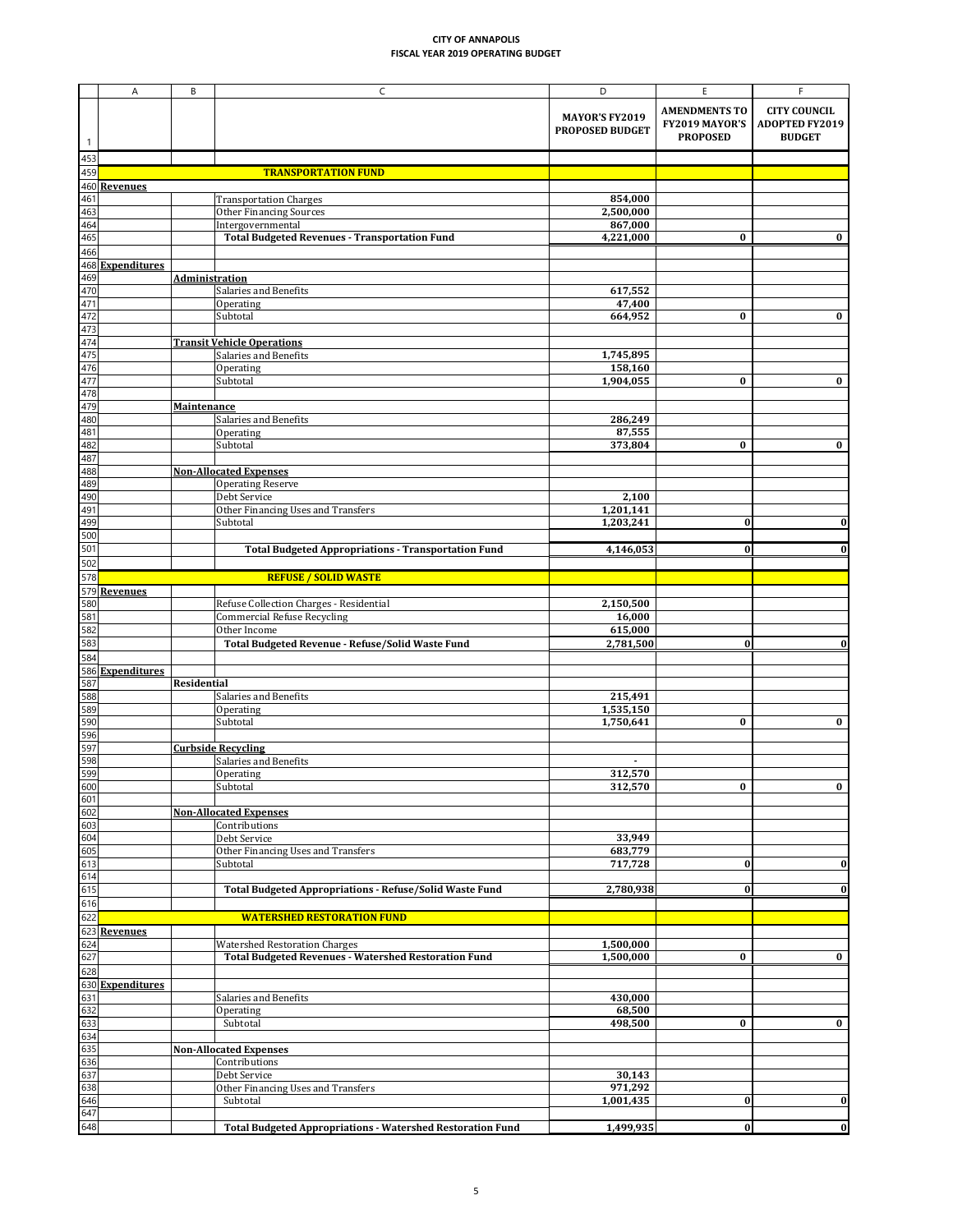**CITY OF ANNAPOLIS**
**FISCAL YEAR 2019 OPERATING BUDGET**

| | A | B | C | D | E | F |
|---|---|---|---|---|---|---|
| 1 | | | | **MAYOR'S FY2019 PROPOSED BUDGET** | **AMENDMENTS TO FY2019 MAYOR'S PROPOSED** | **CITY COUNCIL ADOPTED FY2019 BUDGET** |
| 453 | | | | | | |
| 459 | | | **TRANSPORTATION FUND** | | | |
| 460 | **Revenues** | | | | | |
| 461 | | | Transportation Charges | 854,000 | | |
| 463 | | | Other Financing Sources | 2,500,000 | | |
| 464 | | | Intergovernmental | 867,000 | | |
| 465 | | | **Total Budgeted Revenues - Transportation Fund** | **4,221,000** | **0** | **0** |
| 466 | | | | | | |
| 468 | **Expenditures** | | | | | |
| 469 | | **Administration** | | | | |
| 470 | | | Salaries and Benefits | 617,552 | | |
| 471 | | | Operating | 47,400 | | |
| 472 | | | Subtotal | 664,952 | 0 | 0 |
| 473 | | | | | | |
| 474 | | **Transit Vehicle Operations** | | | | |
| 475 | | | Salaries and Benefits | 1,745,895 | | |
| 476 | | | Operating | 158,160 | | |
| 477 | | | Subtotal | 1,904,055 | 0 | 0 |
| 478 | | | | | | |
| 479 | | **Maintenance** | | | | |
| 480 | | | Salaries and Benefits | 286,249 | | |
| 481 | | | Operating | 87,555 | | |
| 482 | | | Subtotal | 373,804 | 0 | 0 |
| 487 | | | | | | |
| 488 | | **Non-Allocated Expenses** | | | | |
| 489 | | | Operating Reserve | | | |
| 490 | | | Debt Service | 2,100 | | |
| 491 | | | Other Financing Uses and Transfers | 1,201,141 | | |
| 499 | | | Subtotal | 1,203,241 | 0 | 0 |
| 500 | | | | | | |
| 501 | | | **Total Budgeted Appropriations - Transportation Fund** | **4,146,053** | **0** | **0** |
| 502 | | | | | | |
| 578 | | | **REFUSE / SOLID WASTE** | | | |
| 579 | **Revenues** | | | | | |
| 580 | | | Refuse Collection Charges - Residential | 2,150,500 | | |
| 581 | | | Commercial Refuse Recycling | 16,000 | | |
| 582 | | | Other Income | 615,000 | | |
| 583 | | | **Total Budgeted Revenue - Refuse/Solid Waste Fund** | **2,781,500** | **0** | **0** |
| 584 | | | | | | |
| 586 | **Expenditures** | | | | | |
| 587 | | **Residential** | | | | |
| 588 | | | Salaries and Benefits | 215,491 | | |
| 589 | | | Operating | 1,535,150 | | |
| 590 | | | Subtotal | 1,750,641 | 0 | 0 |
| 596 | | | | | | |
| 597 | | **Curbside Recycling** | | | | |
| 598 | | | Salaries and Benefits | - | | |
| 599 | | | Operating | 312,570 | | |
| 600 | | | Subtotal | 312,570 | 0 | 0 |
| 601 | | | | | | |
| 602 | | **Non-Allocated Expenses** | | | | |
| 603 | | | Contributions | | | |
| 604 | | | Debt Service | 33,949 | | |
| 605 | | | Other Financing Uses and Transfers | 683,779 | | |
| 613 | | | Subtotal | 717,728 | 0 | 0 |
| 614 | | | | | | |
| 615 | | | **Total Budgeted Appropriations - Refuse/Solid Waste Fund** | **2,780,938** | **0** | **0** |
| 616 | | | | | | |
| 622 | | | **WATERSHED RESTORATION FUND** | | | |
| 623 | **Revenues** | | | | | |
| 624 | | | Watershed Restoration Charges | 1,500,000 | | |
| 627 | | | **Total Budgeted Revenues - Watershed Restoration Fund** | **1,500,000** | **0** | **0** |
| 628 | | | | | | |
| 630 | **Expenditures** | | | | | |
| 631 | | | Salaries and Benefits | 430,000 | | |
| 632 | | | Operating | 68,500 | | |
| 633 | | | Subtotal | 498,500 | 0 | 0 |
| 634 | | | | | | |
| 635 | | **Non-Allocated Expenses** | | | | |
| 636 | | | Contributions | | | |
| 637 | | | Debt Service | 30,143 | | |
| 638 | | | Other Financing Uses and Transfers | 971,292 | | |
| 646 | | | Subtotal | 1,001,435 | 0 | 0 |
| 647 | | | | | | |
| 648 | | | **Total Budgeted Appropriations - Watershed Restoration Fund** | **1,499,935** | **0** | **0** |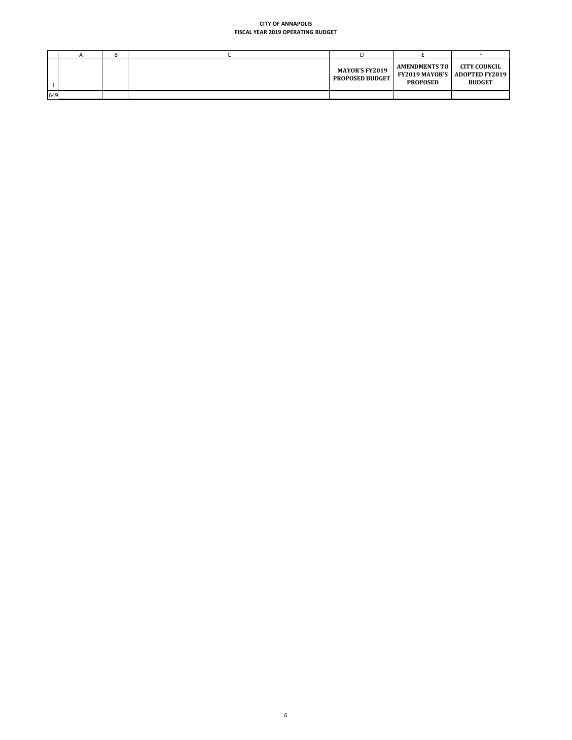**CITY OF ANNAPOLIS**
**FISCAL YEAR 2019 OPERATING BUDGET**

| | A | B | C | D | E | F |
|---|---|---|---|---|---|---|
| 1 | | | | MAYOR'S FY2019 PROPOSED BUDGET | AMENDMENTS TO FY2019 MAYOR'S PROPOSED | CITY COUNCIL ADOPTED FY2019 BUDGET |
| 649 | | | | | | |